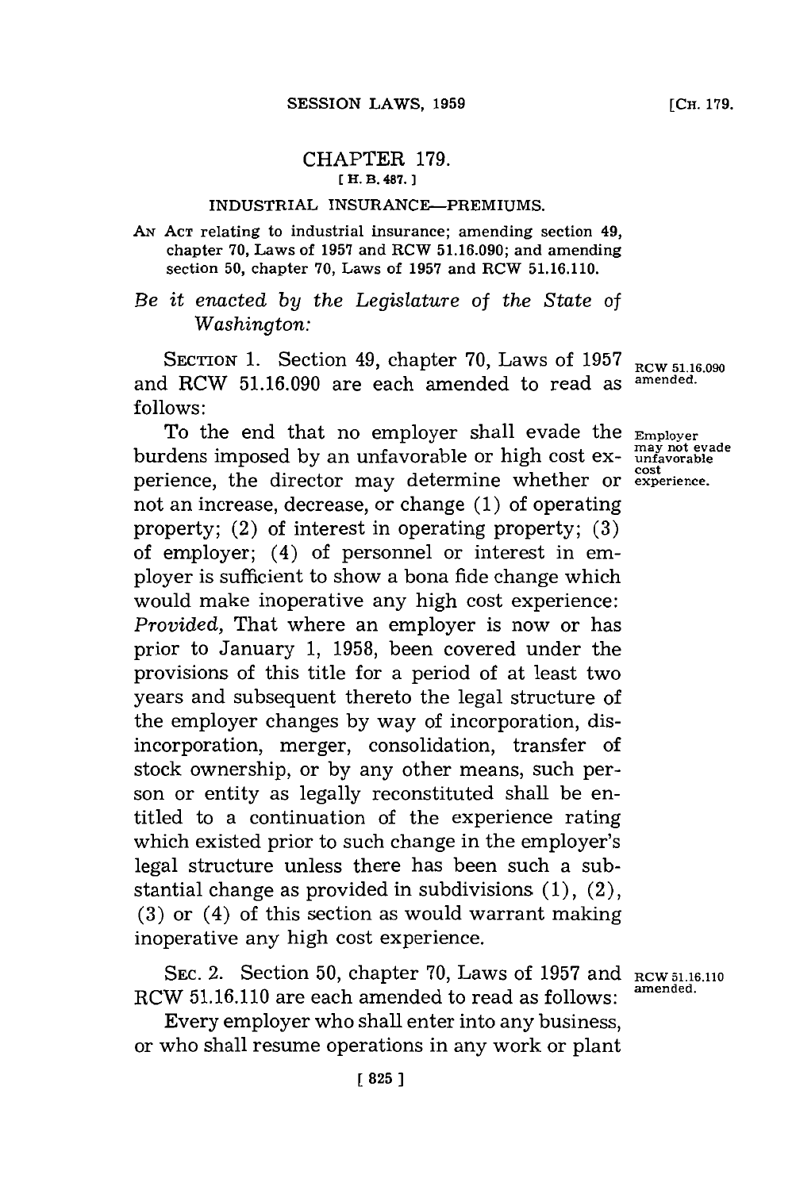# CHAPTER 179.

[H. B. 487.]

## INDUSTRIAL INSURANCE—PREMIUMS.

AN ACT relating to industrial insurance; amending section 49, chapter 70, Laws of 1957 and RCW 51.16.090; and amending section 50, chapter 70, Laws of 1957 and RCW 51.16.110.

*Be it enacted by the Legislature of the State of Washington:*

SECTION 1. Section 49, chapter 70, Laws of 1957 and RCW 51.16.090 are each amended to read as follows:

RCW 51.16.090 amended.

To the end that no employer shall evade the burdens imposed by an unfavorable or high cost experience, the director may determine whether or not an increase, decrease, or change (1) of operating property; (2) of interest in operating property; (3) of employer; (4) of personnel or interest in employer is sufficient to show a bona fide change which would make inoperative any high cost experience: *Provided*, That where an employer is now or has prior to January 1, 1958, been covered under the provisions of this title for a period of at least two years and subsequent thereto the legal structure of the employer changes by way of incorporation, disincorporation, merger, consolidation, transfer of stock ownership, or by any other means, such person or entity as legally reconstituted shall be entitled to a continuation of the experience rating which existed prior to such change in the employer's legal structure unless there has been such a substantial change as provided in subdivisions (1), (2), (3) or (4) of this section as would warrant making inoperative any high cost experience.

Employer may not evade unfavorable cost experience.

SEC. 2. Section 50, chapter 70, Laws of 1957 and RCW 51.16.110 are each amended to read as follows:

RCW 51.16.110 amended.

Every employer who shall enter into any business, or who shall resume operations in any work or plant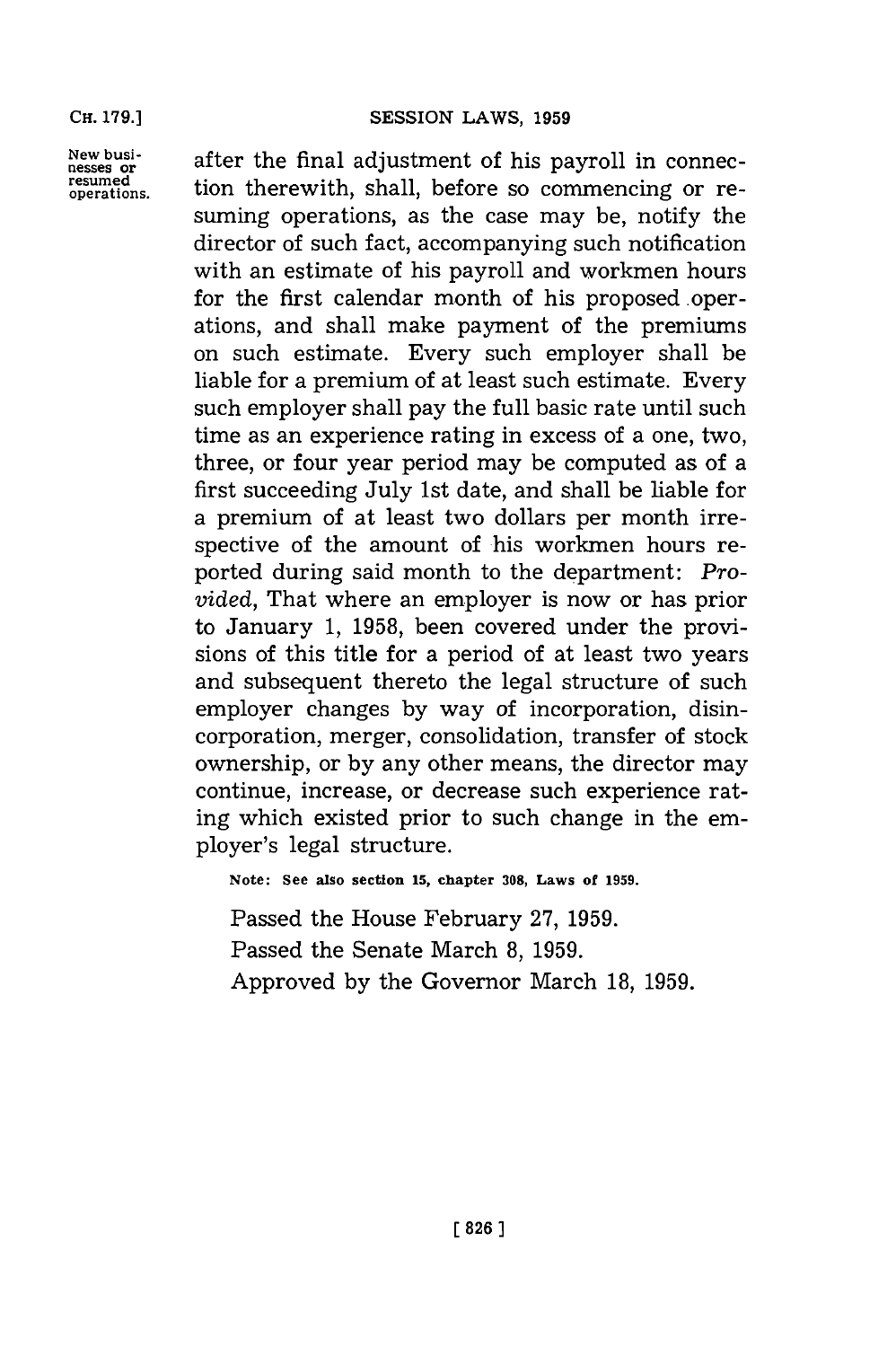after the final adjustment of his payroll in connection therewith, shall, before so commencing or resuming operations, as the case may be, notify the director of such fact, accompanying such notification with an estimate of his payroll and workmen hours for the first calendar month of his proposed operations, and shall make payment of the premiums on such estimate. Every such employer shall be liable for a premium of at least such estimate. Every such employer shall pay the full basic rate until such time as an experience rating in excess of a one, two, three, or four year period may be computed as of a first succeeding July 1st date, and shall be liable for a premium of at least two dollars per month irrespective of the amount of his workmen hours reported during said month to the department: *Provided*, That where an employer is now or has prior to January 1, 1958, been covered under the provisions of this title for a period of at least two years and subsequent thereto the legal structure of such employer changes by way of incorporation, disincorporation, merger, consolidation, transfer of stock ownership, or by any other means, the director may continue, increase, or decrease such experience rating which existed prior to such change in the employer's legal structure.

New businesses or resumed operations.

**Note: See also section 15, chapter 308, Laws of 1959.**

Passed the House February 27, 1959.

Passed the Senate March 8, 1959.

Approved by the Governor March 18, 1959.